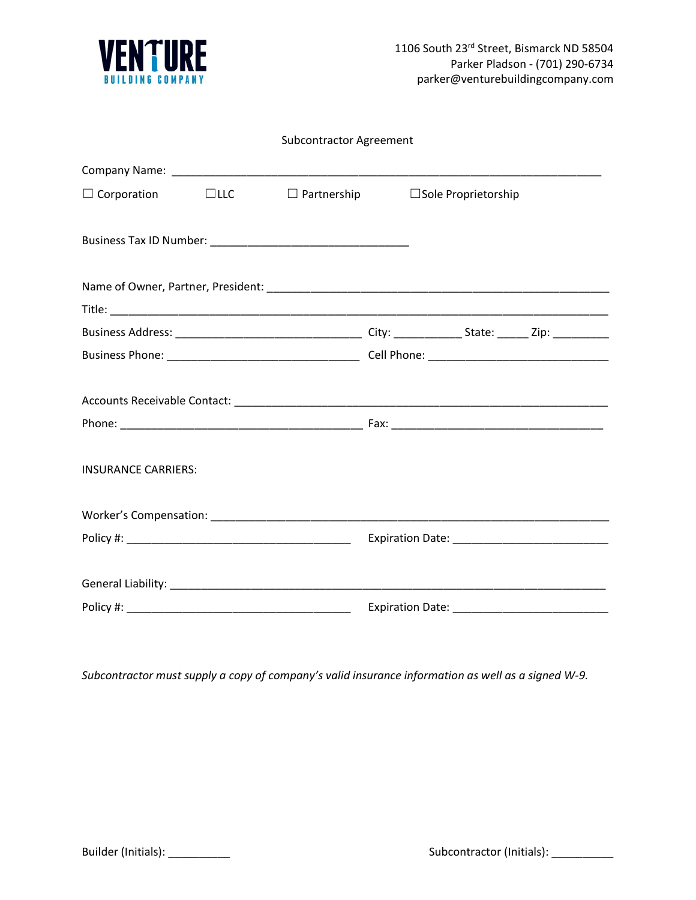**VENTURE**
**BUILDING COMPANY**

1106 South 23rd Street, Bismarck ND 58504
Parker Pladson - (701) 290-6734
parker@venturebuildingcompany.com

Subcontractor Agreement

Company Name: ___________________________________________________________________

☐ Corporation ☐LLC ☐ Partnership ☐Sole Proprietorship

Business Tax ID Number: ______________________________

Name of Owner, Partner, President: ___________________________________________________

Title: ______________________________________________________________________________

Business Address: ____________________________ City: __________ State: _____ Zip: _________

Business Phone: _____________________________ Cell Phone: ____________________________

Accounts Receivable Contact: _________________________________________________________

Phone: _____________________________________ Fax: _________________________________

INSURANCE CARRIERS:

Worker's Compensation: ____________________________________________________________

Policy #: __________________________________ Expiration Date: _________________________

General Liability: __________________________________________________________________

Policy #: __________________________________ Expiration Date: _________________________

*Subcontractor must supply a copy of company's valid insurance information as well as a signed W-9.*

Builder (Initials): __________ Subcontractor (Initials): __________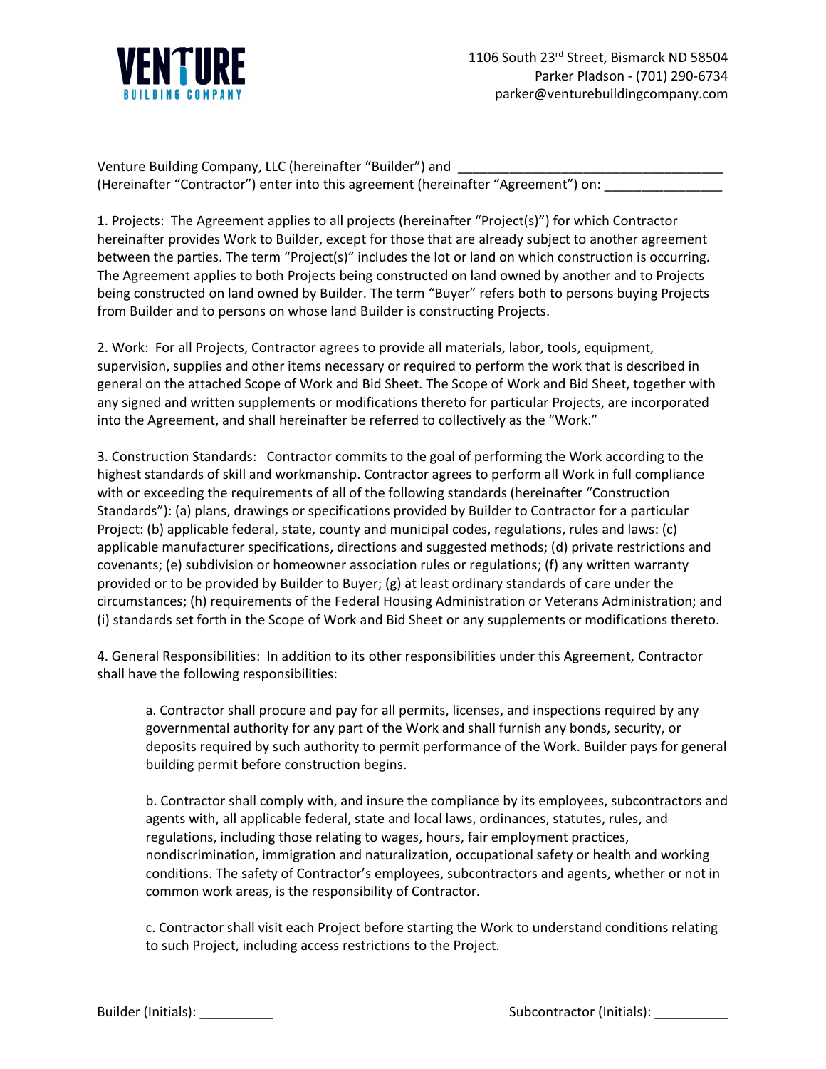**VENTURE**
**BUILDING COMPANY**

1106 South 23rd Street, Bismarck ND 58504
Parker Pladson - (701) 290-6734
parker@venturebuildingcompany.com

Venture Building Company, LLC (hereinafter "Builder") and ____________________________________ (Hereinafter "Contractor") enter into this agreement (hereinafter "Agreement") on: ________________

1. Projects: The Agreement applies to all projects (hereinafter "Project(s)") for which Contractor hereinafter provides Work to Builder, except for those that are already subject to another agreement between the parties. The term "Project(s)" includes the lot or land on which construction is occurring. The Agreement applies to both Projects being constructed on land owned by another and to Projects being constructed on land owned by Builder. The term "Buyer" refers both to persons buying Projects from Builder and to persons on whose land Builder is constructing Projects.

2. Work: For all Projects, Contractor agrees to provide all materials, labor, tools, equipment, supervision, supplies and other items necessary or required to perform the work that is described in general on the attached Scope of Work and Bid Sheet. The Scope of Work and Bid Sheet, together with any signed and written supplements or modifications thereto for particular Projects, are incorporated into the Agreement, and shall hereinafter be referred to collectively as the "Work."

3. Construction Standards: Contractor commits to the goal of performing the Work according to the highest standards of skill and workmanship. Contractor agrees to perform all Work in full compliance with or exceeding the requirements of all of the following standards (hereinafter "Construction Standards"): (a) plans, drawings or specifications provided by Builder to Contractor for a particular Project: (b) applicable federal, state, county and municipal codes, regulations, rules and laws: (c) applicable manufacturer specifications, directions and suggested methods; (d) private restrictions and covenants; (e) subdivision or homeowner association rules or regulations; (f) any written warranty provided or to be provided by Builder to Buyer; (g) at least ordinary standards of care under the circumstances; (h) requirements of the Federal Housing Administration or Veterans Administration; and (i) standards set forth in the Scope of Work and Bid Sheet or any supplements or modifications thereto.

4. General Responsibilities: In addition to its other responsibilities under this Agreement, Contractor shall have the following responsibilities:

a. Contractor shall procure and pay for all permits, licenses, and inspections required by any governmental authority for any part of the Work and shall furnish any bonds, security, or deposits required by such authority to permit performance of the Work. Builder pays for general building permit before construction begins.

b. Contractor shall comply with, and insure the compliance by its employees, subcontractors and agents with, all applicable federal, state and local laws, ordinances, statutes, rules, and regulations, including those relating to wages, hours, fair employment practices, nondiscrimination, immigration and naturalization, occupational safety or health and working conditions. The safety of Contractor's employees, subcontractors and agents, whether or not in common work areas, is the responsibility of Contractor.

c. Contractor shall visit each Project before starting the Work to understand conditions relating to such Project, including access restrictions to the Project.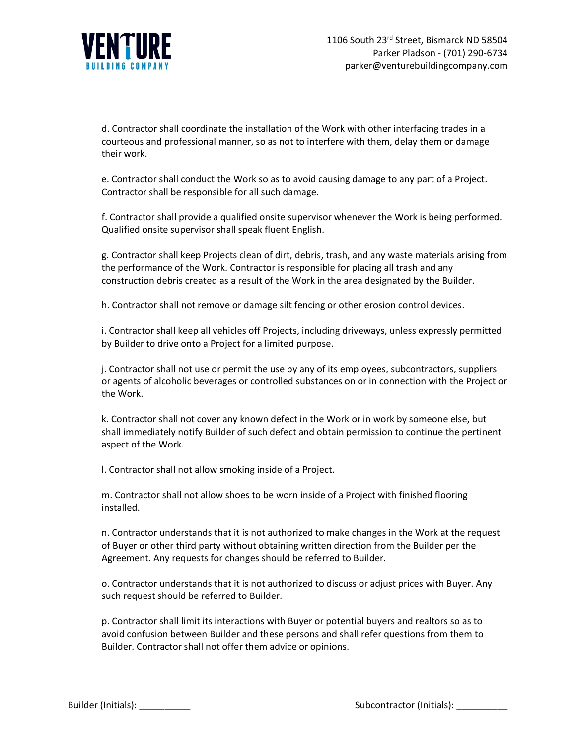d. Contractor shall coordinate the installation of the Work with other interfacing trades in a courteous and professional manner, so as not to interfere with them, delay them or damage their work.

e. Contractor shall conduct the Work so as to avoid causing damage to any part of a Project. Contractor shall be responsible for all such damage.

f. Contractor shall provide a qualified onsite supervisor whenever the Work is being performed. Qualified onsite supervisor shall speak fluent English.

g. Contractor shall keep Projects clean of dirt, debris, trash, and any waste materials arising from the performance of the Work. Contractor is responsible for placing all trash and any construction debris created as a result of the Work in the area designated by the Builder.

h. Contractor shall not remove or damage silt fencing or other erosion control devices.

i. Contractor shall keep all vehicles off Projects, including driveways, unless expressly permitted by Builder to drive onto a Project for a limited purpose.

j. Contractor shall not use or permit the use by any of its employees, subcontractors, suppliers or agents of alcoholic beverages or controlled substances on or in connection with the Project or the Work.

k. Contractor shall not cover any known defect in the Work or in work by someone else, but shall immediately notify Builder of such defect and obtain permission to continue the pertinent aspect of the Work.

l. Contractor shall not allow smoking inside of a Project.

m. Contractor shall not allow shoes to be worn inside of a Project with finished flooring installed.

n. Contractor understands that it is not authorized to make changes in the Work at the request of Buyer or other third party without obtaining written direction from the Builder per the Agreement. Any requests for changes should be referred to Builder.

o. Contractor understands that it is not authorized to discuss or adjust prices with Buyer. Any such request should be referred to Builder.

p. Contractor shall limit its interactions with Buyer or potential buyers and realtors so as to avoid confusion between Builder and these persons and shall refer questions from them to Builder. Contractor shall not offer them advice or opinions.

Builder (Initials): __________ Subcontractor (Initials): __________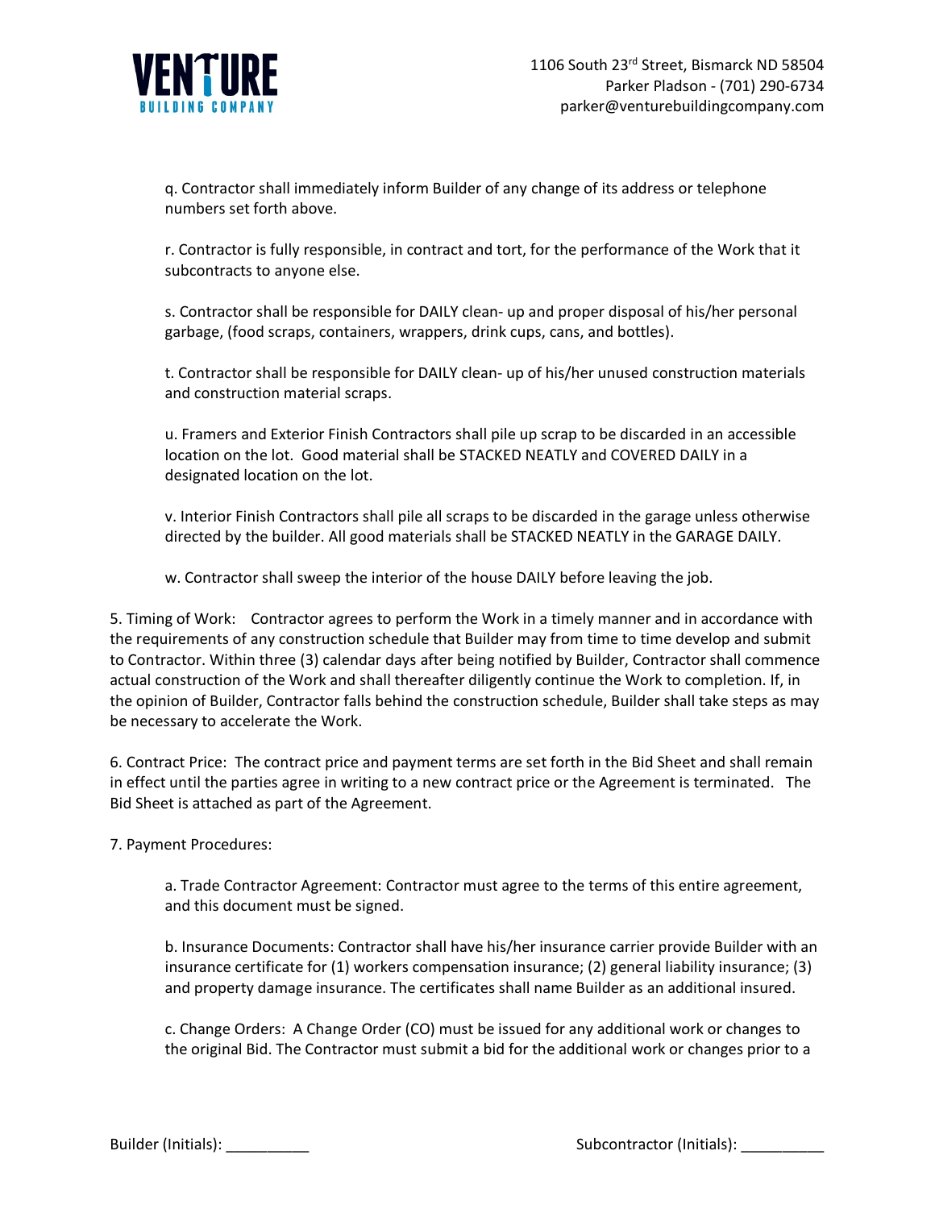q. Contractor shall immediately inform Builder of any change of its address or telephone numbers set forth above.

r. Contractor is fully responsible, in contract and tort, for the performance of the Work that it subcontracts to anyone else.

s. Contractor shall be responsible for DAILY clean- up and proper disposal of his/her personal garbage, (food scraps, containers, wrappers, drink cups, cans, and bottles).

t. Contractor shall be responsible for DAILY clean- up of his/her unused construction materials and construction material scraps.

u. Framers and Exterior Finish Contractors shall pile up scrap to be discarded in an accessible location on the lot. Good material shall be STACKED NEATLY and COVERED DAILY in a designated location on the lot.

v. Interior Finish Contractors shall pile all scraps to be discarded in the garage unless otherwise directed by the builder. All good materials shall be STACKED NEATLY in the GARAGE DAILY.

w. Contractor shall sweep the interior of the house DAILY before leaving the job.

5. Timing of Work: Contractor agrees to perform the Work in a timely manner and in accordance with the requirements of any construction schedule that Builder may from time to time develop and submit to Contractor. Within three (3) calendar days after being notified by Builder, Contractor shall commence actual construction of the Work and shall thereafter diligently continue the Work to completion. If, in the opinion of Builder, Contractor falls behind the construction schedule, Builder shall take steps as may be necessary to accelerate the Work.

6. Contract Price: The contract price and payment terms are set forth in the Bid Sheet and shall remain in effect until the parties agree in writing to a new contract price or the Agreement is terminated. The Bid Sheet is attached as part of the Agreement.

7. Payment Procedures:

a. Trade Contractor Agreement: Contractor must agree to the terms of this entire agreement, and this document must be signed.

b. Insurance Documents: Contractor shall have his/her insurance carrier provide Builder with an insurance certificate for (1) workers compensation insurance; (2) general liability insurance; (3) and property damage insurance. The certificates shall name Builder as an additional insured.

c. Change Orders: A Change Order (CO) must be issued for any additional work or changes to the original Bid. The Contractor must submit a bid for the additional work or changes prior to a

Builder (Initials): __________ Subcontractor (Initials): __________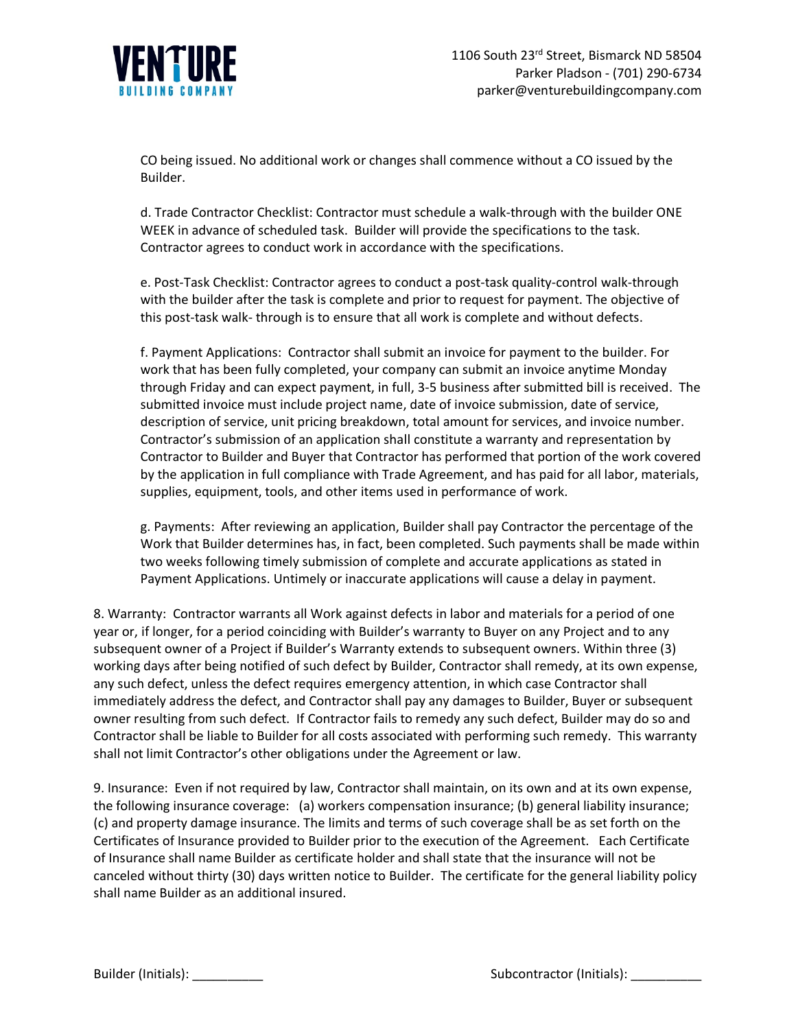CO being issued. No additional work or changes shall commence without a CO issued by the Builder.

d. Trade Contractor Checklist: Contractor must schedule a walk-through with the builder ONE WEEK in advance of scheduled task. Builder will provide the specifications to the task. Contractor agrees to conduct work in accordance with the specifications.

e. Post-Task Checklist: Contractor agrees to conduct a post-task quality-control walk-through with the builder after the task is complete and prior to request for payment. The objective of this post-task walk- through is to ensure that all work is complete and without defects.

f. Payment Applications: Contractor shall submit an invoice for payment to the builder. For work that has been fully completed, your company can submit an invoice anytime Monday through Friday and can expect payment, in full, 3-5 business after submitted bill is received. The submitted invoice must include project name, date of invoice submission, date of service, description of service, unit pricing breakdown, total amount for services, and invoice number. Contractor's submission of an application shall constitute a warranty and representation by Contractor to Builder and Buyer that Contractor has performed that portion of the work covered by the application in full compliance with Trade Agreement, and has paid for all labor, materials, supplies, equipment, tools, and other items used in performance of work.

g. Payments: After reviewing an application, Builder shall pay Contractor the percentage of the Work that Builder determines has, in fact, been completed. Such payments shall be made within two weeks following timely submission of complete and accurate applications as stated in Payment Applications. Untimely or inaccurate applications will cause a delay in payment.

8. Warranty: Contractor warrants all Work against defects in labor and materials for a period of one year or, if longer, for a period coinciding with Builder's warranty to Buyer on any Project and to any subsequent owner of a Project if Builder's Warranty extends to subsequent owners. Within three (3) working days after being notified of such defect by Builder, Contractor shall remedy, at its own expense, any such defect, unless the defect requires emergency attention, in which case Contractor shall immediately address the defect, and Contractor shall pay any damages to Builder, Buyer or subsequent owner resulting from such defect. If Contractor fails to remedy any such defect, Builder may do so and Contractor shall be liable to Builder for all costs associated with performing such remedy. This warranty shall not limit Contractor's other obligations under the Agreement or law.

9. Insurance: Even if not required by law, Contractor shall maintain, on its own and at its own expense, the following insurance coverage: (a) workers compensation insurance; (b) general liability insurance; (c) and property damage insurance. The limits and terms of such coverage shall be as set forth on the Certificates of Insurance provided to Builder prior to the execution of the Agreement. Each Certificate of Insurance shall name Builder as certificate holder and shall state that the insurance will not be canceled without thirty (30) days written notice to Builder. The certificate for the general liability policy shall name Builder as an additional insured.

Builder (Initials): __________ Subcontractor (Initials): __________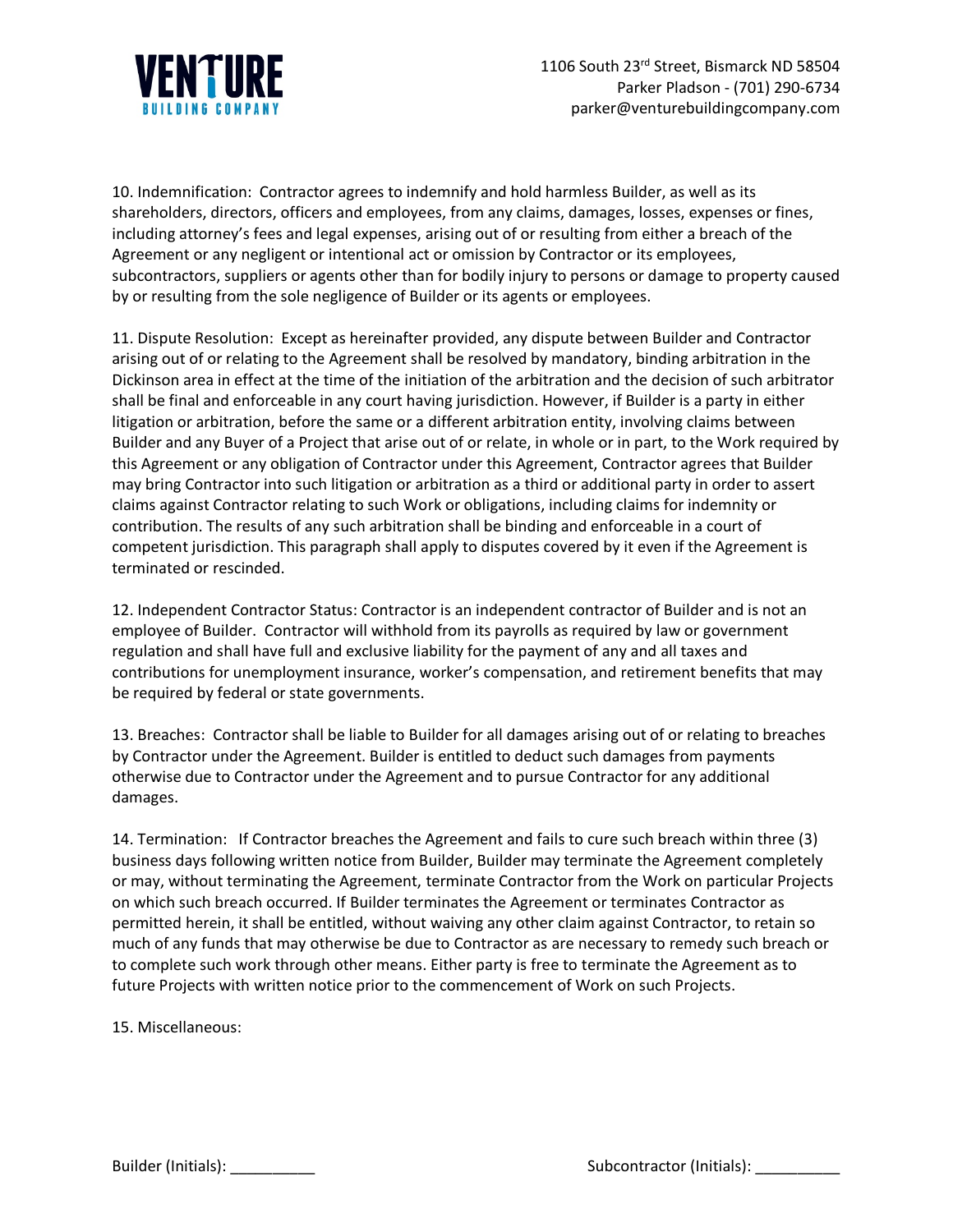10. Indemnification: Contractor agrees to indemnify and hold harmless Builder, as well as its shareholders, directors, officers and employees, from any claims, damages, losses, expenses or fines, including attorney's fees and legal expenses, arising out of or resulting from either a breach of the Agreement or any negligent or intentional act or omission by Contractor or its employees, subcontractors, suppliers or agents other than for bodily injury to persons or damage to property caused by or resulting from the sole negligence of Builder or its agents or employees.

11. Dispute Resolution: Except as hereinafter provided, any dispute between Builder and Contractor arising out of or relating to the Agreement shall be resolved by mandatory, binding arbitration in the Dickinson area in effect at the time of the initiation of the arbitration and the decision of such arbitrator shall be final and enforceable in any court having jurisdiction. However, if Builder is a party in either litigation or arbitration, before the same or a different arbitration entity, involving claims between Builder and any Buyer of a Project that arise out of or relate, in whole or in part, to the Work required by this Agreement or any obligation of Contractor under this Agreement, Contractor agrees that Builder may bring Contractor into such litigation or arbitration as a third or additional party in order to assert claims against Contractor relating to such Work or obligations, including claims for indemnity or contribution. The results of any such arbitration shall be binding and enforceable in a court of competent jurisdiction. This paragraph shall apply to disputes covered by it even if the Agreement is terminated or rescinded.

12. Independent Contractor Status: Contractor is an independent contractor of Builder and is not an employee of Builder. Contractor will withhold from its payrolls as required by law or government regulation and shall have full and exclusive liability for the payment of any and all taxes and contributions for unemployment insurance, worker's compensation, and retirement benefits that may be required by federal or state governments.

13. Breaches: Contractor shall be liable to Builder for all damages arising out of or relating to breaches by Contractor under the Agreement. Builder is entitled to deduct such damages from payments otherwise due to Contractor under the Agreement and to pursue Contractor for any additional damages.

14. Termination: If Contractor breaches the Agreement and fails to cure such breach within three (3) business days following written notice from Builder, Builder may terminate the Agreement completely or may, without terminating the Agreement, terminate Contractor from the Work on particular Projects on which such breach occurred. If Builder terminates the Agreement or terminates Contractor as permitted herein, it shall be entitled, without waiving any other claim against Contractor, to retain so much of any funds that may otherwise be due to Contractor as are necessary to remedy such breach or to complete such work through other means. Either party is free to terminate the Agreement as to future Projects with written notice prior to the commencement of Work on such Projects.

15. Miscellaneous:

Builder (Initials): __________ Subcontractor (Initials): __________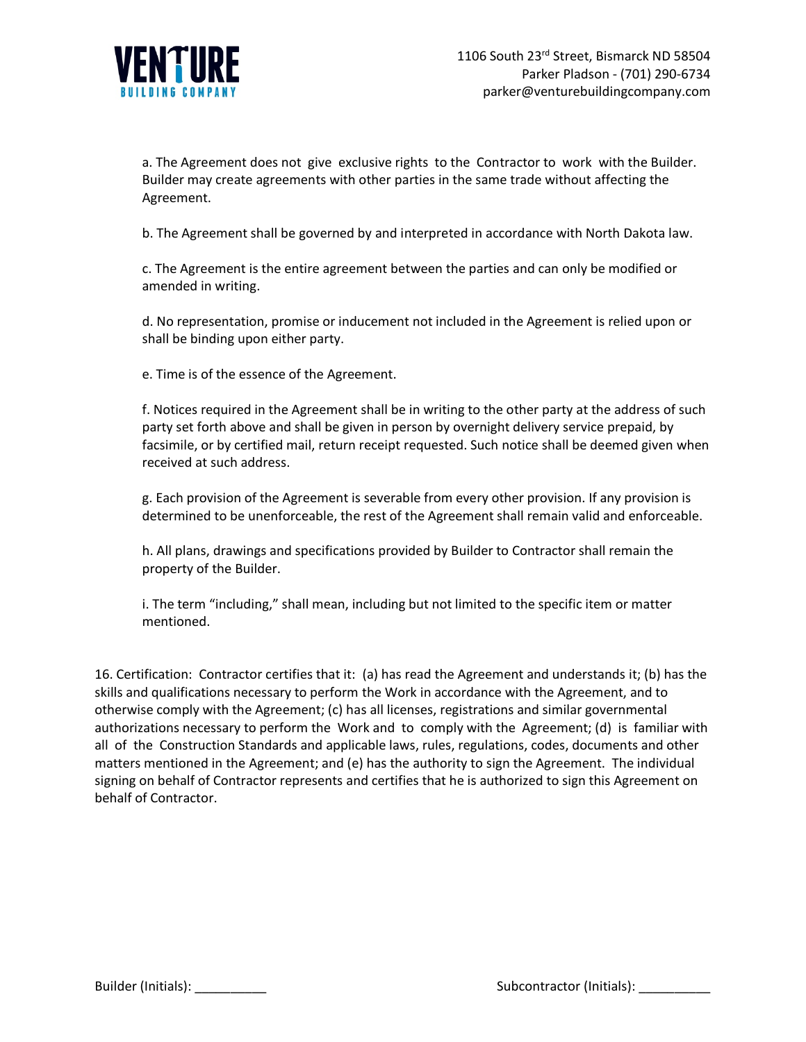a. The Agreement does not give exclusive rights to the Contractor to work with the Builder. Builder may create agreements with other parties in the same trade without affecting the Agreement.

b. The Agreement shall be governed by and interpreted in accordance with North Dakota law.

c. The Agreement is the entire agreement between the parties and can only be modified or amended in writing.

d. No representation, promise or inducement not included in the Agreement is relied upon or shall be binding upon either party.

e. Time is of the essence of the Agreement.

f. Notices required in the Agreement shall be in writing to the other party at the address of such party set forth above and shall be given in person by overnight delivery service prepaid, by facsimile, or by certified mail, return receipt requested. Such notice shall be deemed given when received at such address.

g. Each provision of the Agreement is severable from every other provision. If any provision is determined to be unenforceable, the rest of the Agreement shall remain valid and enforceable.

h. All plans, drawings and specifications provided by Builder to Contractor shall remain the property of the Builder.

i. The term "including," shall mean, including but not limited to the specific item or matter mentioned.

16. Certification: Contractor certifies that it: (a) has read the Agreement and understands it; (b) has the skills and qualifications necessary to perform the Work in accordance with the Agreement, and to otherwise comply with the Agreement; (c) has all licenses, registrations and similar governmental authorizations necessary to perform the Work and to comply with the Agreement; (d) is familiar with all of the Construction Standards and applicable laws, rules, regulations, codes, documents and other matters mentioned in the Agreement; and (e) has the authority to sign the Agreement. The individual signing on behalf of Contractor represents and certifies that he is authorized to sign this Agreement on behalf of Contractor.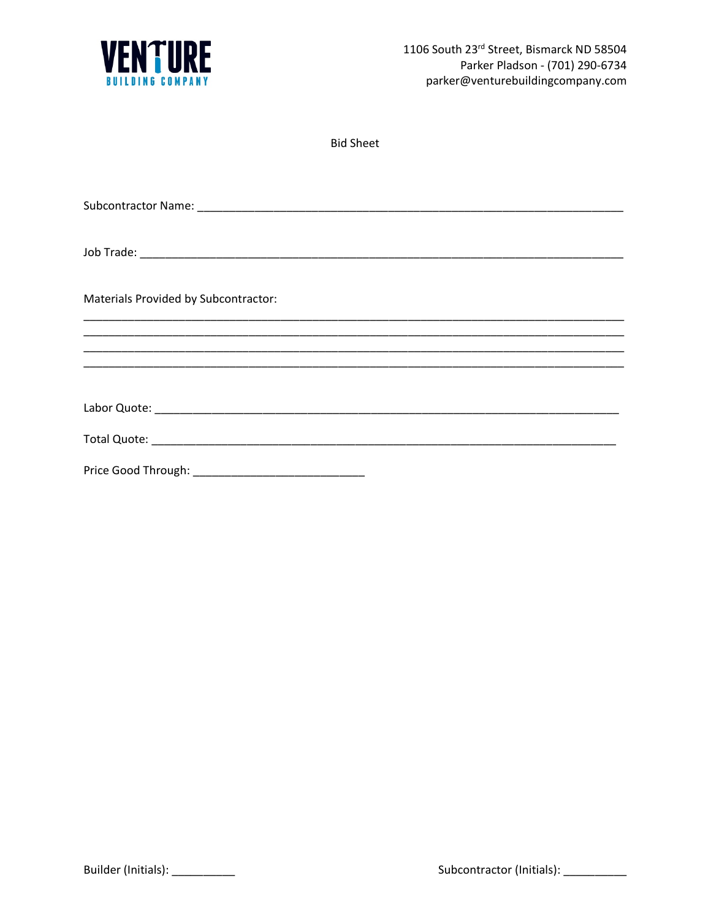VENTURE BUILDING COMPANY

1106 South 23rd Street, Bismarck ND 58504
Parker Pladson - (701) 290-6734
parker@venturebuildingcompany.com

Bid Sheet

Subcontractor Name: ______________________________________________________________

Job Trade: ____________________________________________________________________

Materials Provided by Subcontractor:

_____________________________________________________________________________
_____________________________________________________________________________
_____________________________________________________________________________
_____________________________________________________________________________

Labor Quote: __________________________________________________________________

Total Quote: ___________________________________________________________________

Price Good Through: _________________________

Builder (Initials): _________ Subcontractor (Initials): _________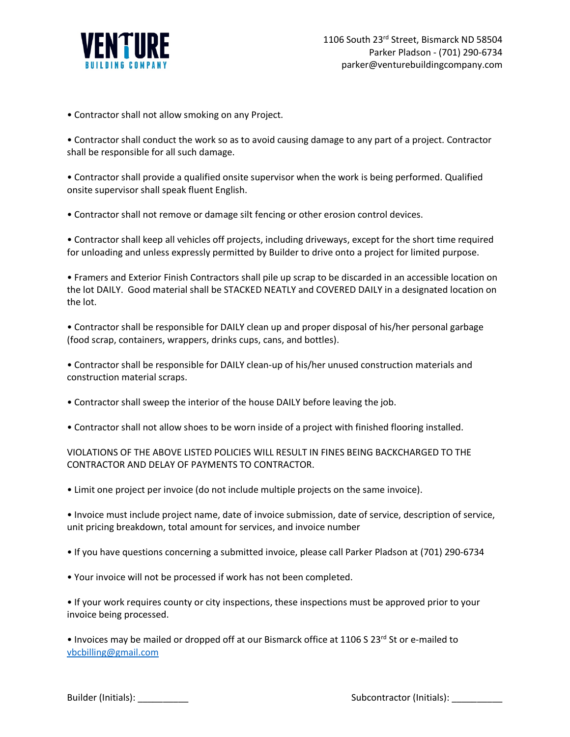• Contractor shall not allow smoking on any Project.

• Contractor shall conduct the work so as to avoid causing damage to any part of a project. Contractor shall be responsible for all such damage.

• Contractor shall provide a qualified onsite supervisor when the work is being performed. Qualified onsite supervisor shall speak fluent English.

• Contractor shall not remove or damage silt fencing or other erosion control devices.

• Contractor shall keep all vehicles off projects, including driveways, except for the short time required for unloading and unless expressly permitted by Builder to drive onto a project for limited purpose.

• Framers and Exterior Finish Contractors shall pile up scrap to be discarded in an accessible location on the lot DAILY. Good material shall be STACKED NEATLY and COVERED DAILY in a designated location on the lot.

• Contractor shall be responsible for DAILY clean up and proper disposal of his/her personal garbage (food scrap, containers, wrappers, drinks cups, cans, and bottles).

• Contractor shall be responsible for DAILY clean-up of his/her unused construction materials and construction material scraps.

• Contractor shall sweep the interior of the house DAILY before leaving the job.

• Contractor shall not allow shoes to be worn inside of a project with finished flooring installed.

VIOLATIONS OF THE ABOVE LISTED POLICIES WILL RESULT IN FINES BEING BACKCHARGED TO THE CONTRACTOR AND DELAY OF PAYMENTS TO CONTRACTOR.

• Limit one project per invoice (do not include multiple projects on the same invoice).

• Invoice must include project name, date of invoice submission, date of service, description of service, unit pricing breakdown, total amount for services, and invoice number

• If you have questions concerning a submitted invoice, please call Parker Pladson at (701) 290-6734

• Your invoice will not be processed if work has not been completed.

• If your work requires county or city inspections, these inspections must be approved prior to your invoice being processed.

• Invoices may be mailed or dropped off at our Bismarck office at 1106 S 23rd St or e-mailed to vbcbilling@gmail.com

Builder (Initials): __________ Subcontractor (Initials): __________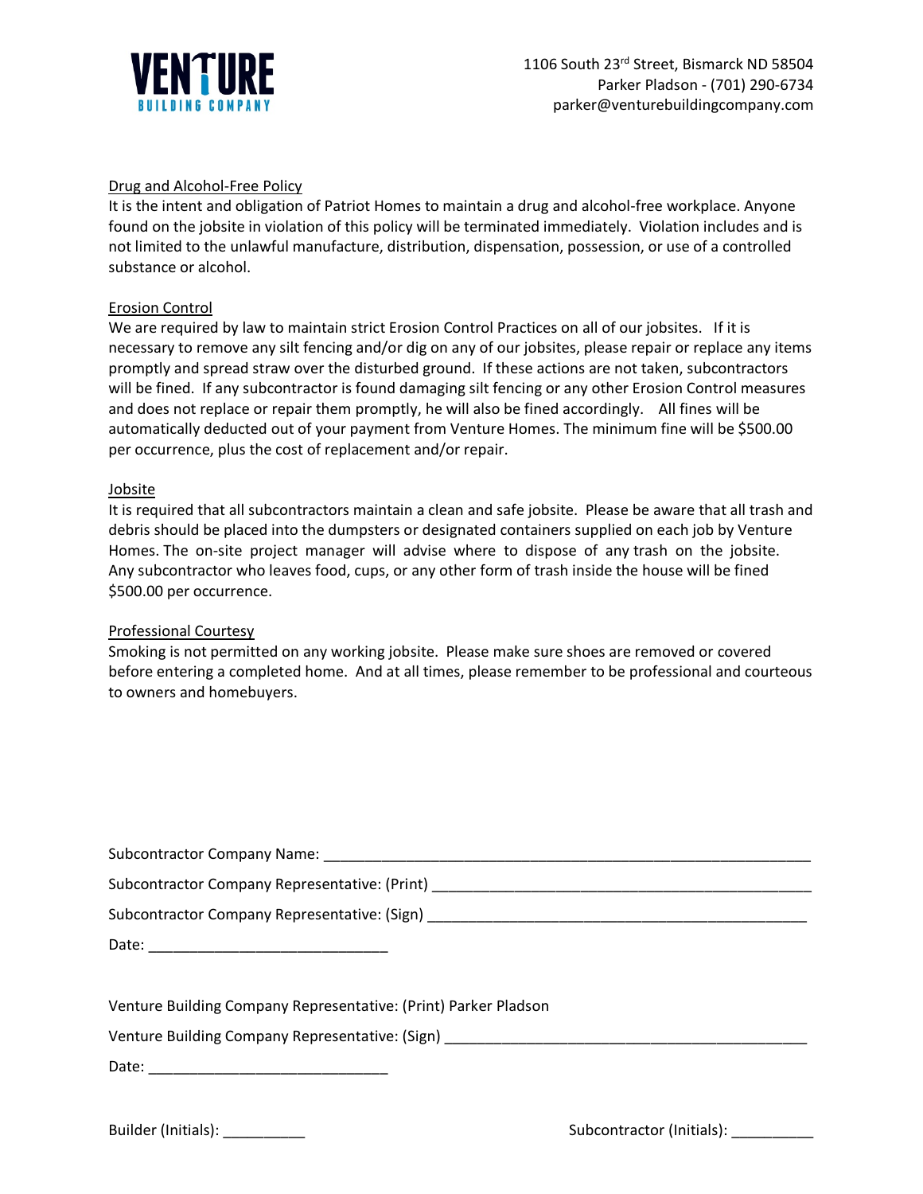1106 South 23rd Street, Bismarck ND 58504
Parker Pladson - (701) 290-6734
parker@venturebuildingcompany.com

Drug and Alcohol-Free Policy

It is the intent and obligation of Patriot Homes to maintain a drug and alcohol-free workplace. Anyone found on the jobsite in violation of this policy will be terminated immediately. Violation includes and is not limited to the unlawful manufacture, distribution, dispensation, possession, or use of a controlled substance or alcohol.

Erosion Control

We are required by law to maintain strict Erosion Control Practices on all of our jobsites. If it is necessary to remove any silt fencing and/or dig on any of our jobsites, please repair or replace any items promptly and spread straw over the disturbed ground. If these actions are not taken, subcontractors will be fined. If any subcontractor is found damaging silt fencing or any other Erosion Control measures and does not replace or repair them promptly, he will also be fined accordingly. All fines will be automatically deducted out of your payment from Venture Homes. The minimum fine will be $500.00 per occurrence, plus the cost of replacement and/or repair.

Jobsite

It is required that all subcontractors maintain a clean and safe jobsite. Please be aware that all trash and debris should be placed into the dumpsters or designated containers supplied on each job by Venture Homes. The on-site project manager will advise where to dispose of any trash on the jobsite. Any subcontractor who leaves food, cups, or any other form of trash inside the house will be fined $500.00 per occurrence.

Professional Courtesy

Smoking is not permitted on any working jobsite. Please make sure shoes are removed or covered before entering a completed home. And at all times, please remember to be professional and courteous to owners and homebuyers.

Subcontractor Company Name: ______________________________

Subcontractor Company Representative: (Print) ______________________________

Subcontractor Company Representative: (Sign) ______________________________

Date: ______________________________

Venture Building Company Representative: (Print) Parker Pladson

Venture Building Company Representative: (Sign) ______________________________

Date: ______________________________

Builder (Initials): __________ Subcontractor (Initials): __________